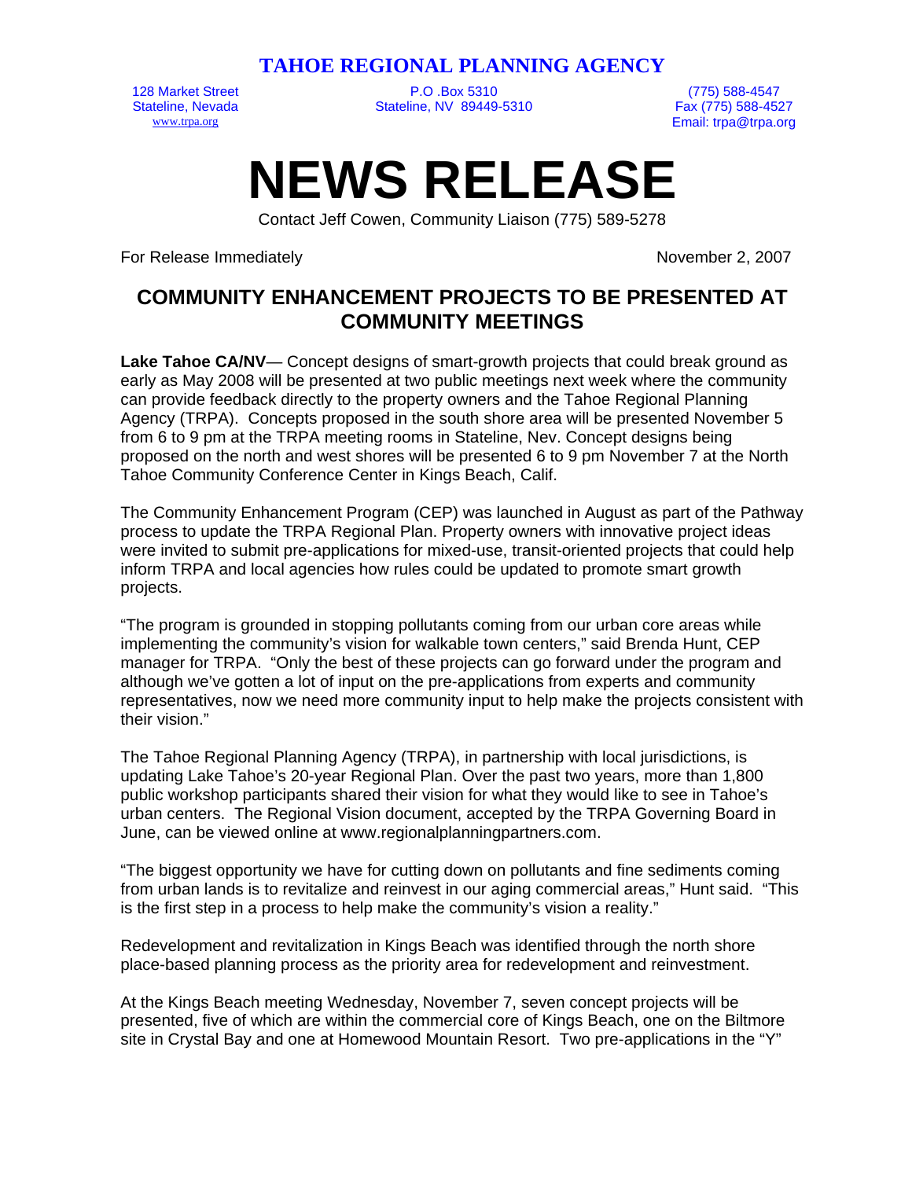# TAHOE REGIONAL PLANNING AGENCY

128 Market Street
Stateline, Nevada
www.trpa.org

P.O .Box 5310
Stateline, NV 89449-5310

(775) 588-4547
Fax (775) 588-4527
Email: trpa@trpa.org

# NEWS RELEASE

Contact Jeff Cowen, Community Liaison (775) 589-5278

For Release Immediately

November 2, 2007

## COMMUNITY ENHANCEMENT PROJECTS TO BE PRESENTED AT COMMUNITY MEETINGS

**Lake Tahoe CA/NV**— Concept designs of smart-growth projects that could break ground as early as May 2008 will be presented at two public meetings next week where the community can provide feedback directly to the property owners and the Tahoe Regional Planning Agency (TRPA). Concepts proposed in the south shore area will be presented November 5 from 6 to 9 pm at the TRPA meeting rooms in Stateline, Nev. Concept designs being proposed on the north and west shores will be presented 6 to 9 pm November 7 at the North Tahoe Community Conference Center in Kings Beach, Calif.

The Community Enhancement Program (CEP) was launched in August as part of the Pathway process to update the TRPA Regional Plan. Property owners with innovative project ideas were invited to submit pre-applications for mixed-use, transit-oriented projects that could help inform TRPA and local agencies how rules could be updated to promote smart growth projects.

“The program is grounded in stopping pollutants coming from our urban core areas while implementing the community’s vision for walkable town centers,” said Brenda Hunt, CEP manager for TRPA. “Only the best of these projects can go forward under the program and although we’ve gotten a lot of input on the pre-applications from experts and community representatives, now we need more community input to help make the projects consistent with their vision.”

The Tahoe Regional Planning Agency (TRPA), in partnership with local jurisdictions, is updating Lake Tahoe’s 20-year Regional Plan. Over the past two years, more than 1,800 public workshop participants shared their vision for what they would like to see in Tahoe’s urban centers. The Regional Vision document, accepted by the TRPA Governing Board in June, can be viewed online at www.regionalplanningpartners.com.

“The biggest opportunity we have for cutting down on pollutants and fine sediments coming from urban lands is to revitalize and reinvest in our aging commercial areas,” Hunt said. “This is the first step in a process to help make the community’s vision a reality.”

Redevelopment and revitalization in Kings Beach was identified through the north shore place-based planning process as the priority area for redevelopment and reinvestment.

At the Kings Beach meeting Wednesday, November 7, seven concept projects will be presented, five of which are within the commercial core of Kings Beach, one on the Biltmore site in Crystal Bay and one at Homewood Mountain Resort. Two pre-applications in the “Y”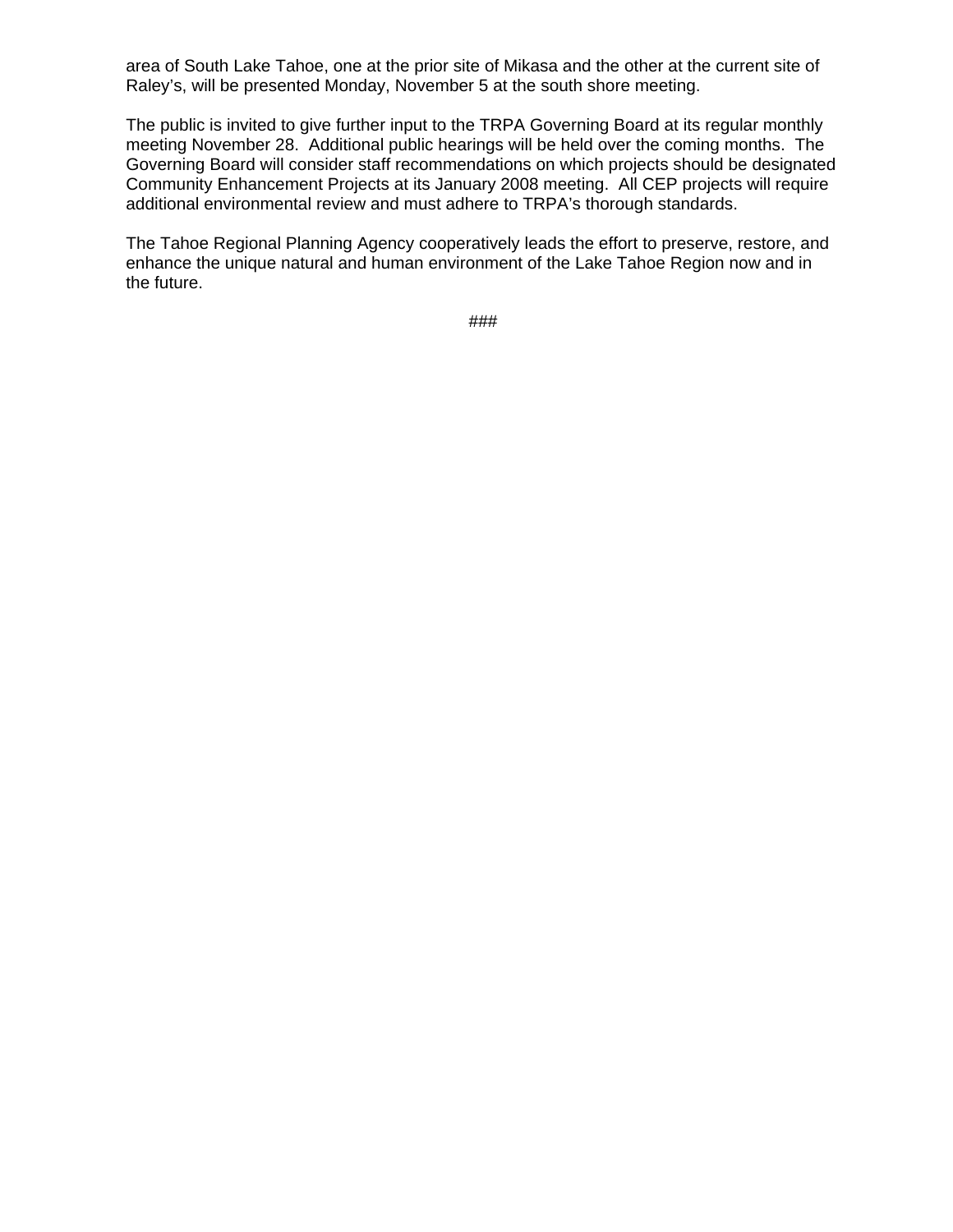area of South Lake Tahoe, one at the prior site of Mikasa and the other at the current site of Raley's, will be presented Monday, November 5 at the south shore meeting.

The public is invited to give further input to the TRPA Governing Board at its regular monthly meeting November 28. Additional public hearings will be held over the coming months. The Governing Board will consider staff recommendations on which projects should be designated Community Enhancement Projects at its January 2008 meeting. All CEP projects will require additional environmental review and must adhere to TRPA's thorough standards.

The Tahoe Regional Planning Agency cooperatively leads the effort to preserve, restore, and enhance the unique natural and human environment of the Lake Tahoe Region now and in the future.

###